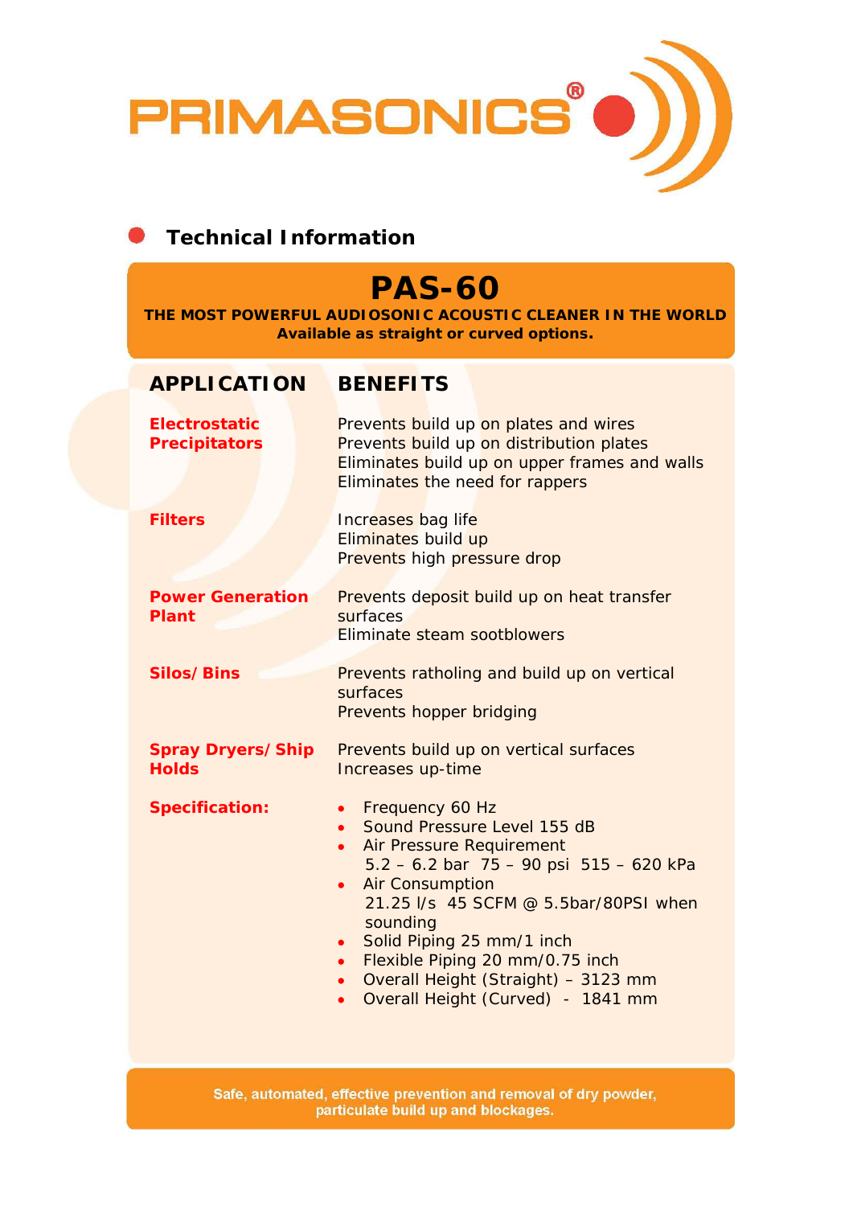PRIMASONICS®

## Technical Information

# PAS-60

**THE MOST POWERFUL AUDIOSONIC ACOUSTIC CLEANER IN THE WORLD**
**Available as straight or curved options.**

| APPLICATION | BENEFITS |
| --- | --- |
| **Electrostatic Precipitators** | Prevents build up on plates and wires<br>Prevents build up on distribution plates<br>Eliminates build up on upper frames and walls<br>Eliminates the need for rappers |
| **Filters** | Increases bag life<br>Eliminates build up<br>Prevents high pressure drop |
| **Power Generation Plant** | Prevents deposit build up on heat transfer surfaces<br>Eliminate steam sootblowers |
| **Silos/Bins** | Prevents ratholing and build up on vertical surfaces<br>Prevents hopper bridging |
| **Spray Dryers/Ship Holds** | Prevents build up on vertical surfaces<br>Increases up-time |

**Specification:**

- Frequency 60 Hz
- Sound Pressure Level 155 dB
- Air Pressure Requirement
  5.2 – 6.2 bar 75 – 90 psi 515 – 620 kPa
- Air Consumption
  21.25 l/s 45 SCFM @ 5.5bar/80PSI when sounding
- Solid Piping 25 mm/1 inch
- Flexible Piping 20 mm/0.75 inch
- Overall Height (Straight) – 3123 mm
- Overall Height (Curved) - 1841 mm

Safe, automated, effective prevention and removal of dry powder, particulate build up and blockages.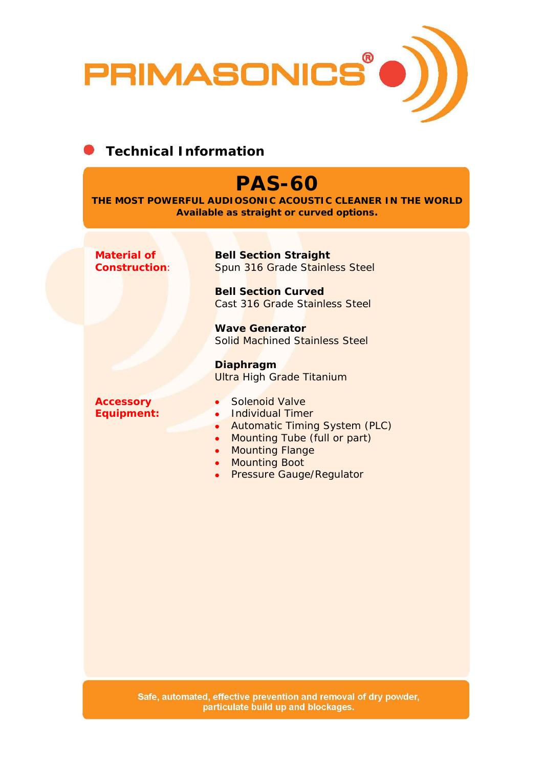PRIMASONICS®

## Technical Information

# PAS-60

**THE MOST POWERFUL AUDIOSONIC ACOUSTIC CLEANER IN THE WORLD**
**Available as straight or curved options.**

**Material of Construction:**

**Bell Section Straight**
Spun 316 Grade Stainless Steel

**Bell Section Curved**
Cast 316 Grade Stainless Steel

**Wave Generator**
Solid Machined Stainless Steel

**Diaphragm**
Ultra High Grade Titanium

**Accessory Equipment:**

- Solenoid Valve
- Individual Timer
- Automatic Timing System (PLC)
- Mounting Tube (full or part)
- Mounting Flange
- Mounting Boot
- Pressure Gauge/Regulator

Safe, automated, effective prevention and removal of dry powder, particulate build up and blockages.